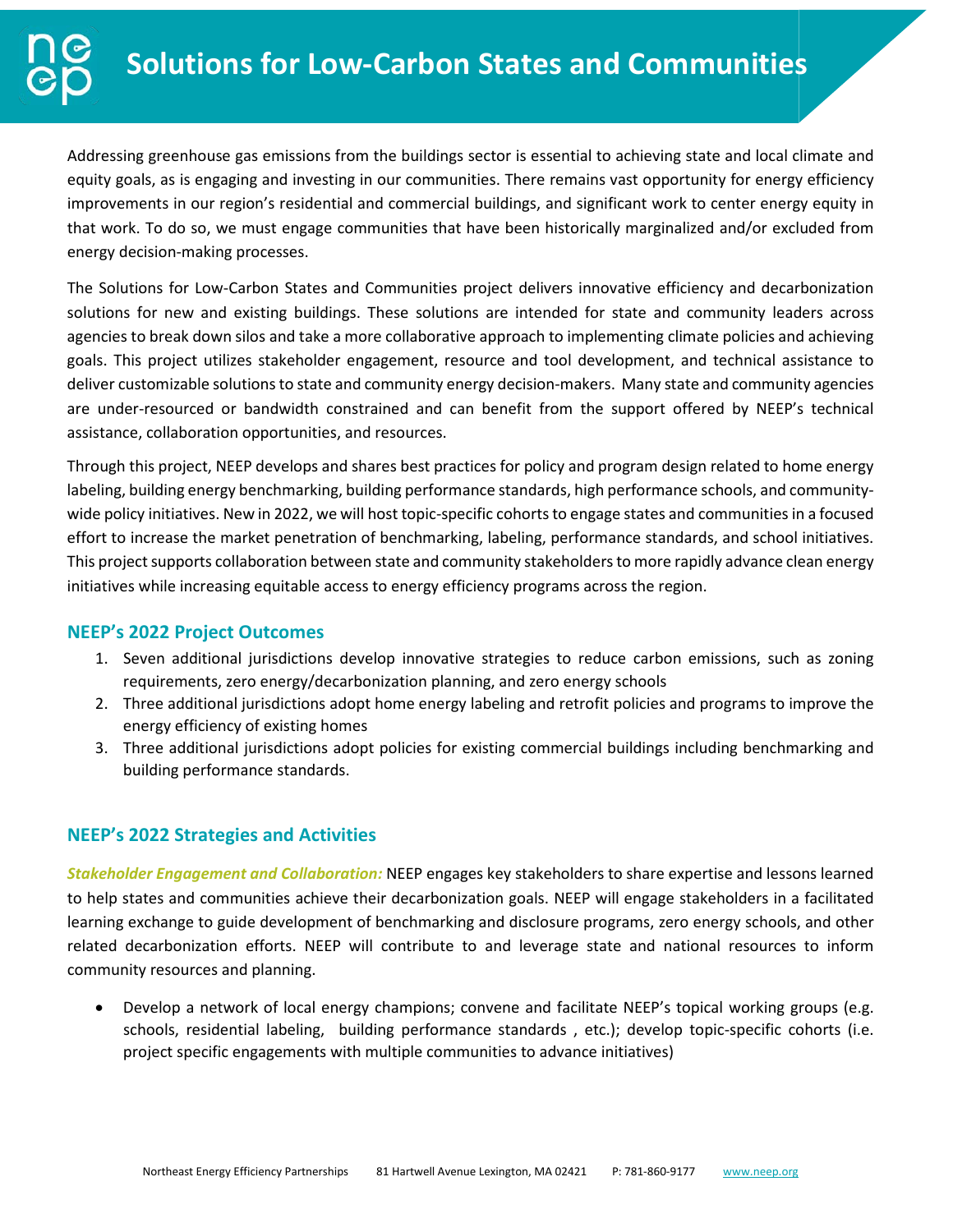# Solutions for Low-Carbon States and Communities

Addressing greenhouse gas emissions from the buildings sector is essential to achieving state and local climate and equity goals, as is engaging and investing in our communities. There remains vast opportunity for energy efficiency improvements in our region's residential and commercial buildings, and significant work to center energy equity in that work. To do so, we must engage communities that have been historically marginalized and/or excluded from energy decision-making processes.

The Solutions for Low-Carbon States and Communities project delivers innovative efficiency and decarbonization solutions for new and existing buildings. These solutions are intended for state and community leaders across agencies to break down silos and take a more collaborative approach to implementing climate policies and achieving goals. This project utilizes stakeholder engagement, resource and tool development, and technical assistance to deliver customizable solutions to state and community energy decision-makers. Many state and community agencies are under-resourced or bandwidth constrained and can benefit from the support offered by NEEP's technical assistance, collaboration opportunities, and resources.

Through this project, NEEP develops and shares best practices for policy and program design related to home energy labeling, building energy benchmarking, building performance standards, high performance schools, and community-wide policy initiatives. New in 2022, we will host topic-specific cohorts to engage states and communities in a focused effort to increase the market penetration of benchmarking, labeling, performance standards, and school initiatives. This project supports collaboration between state and community stakeholders to more rapidly advance clean energy initiatives while increasing equitable access to energy efficiency programs across the region.

## NEEP's 2022 Project Outcomes

1. Seven additional jurisdictions develop innovative strategies to reduce carbon emissions, such as zoning requirements, zero energy/decarbonization planning, and zero energy schools
2. Three additional jurisdictions adopt home energy labeling and retrofit policies and programs to improve the energy efficiency of existing homes
3. Three additional jurisdictions adopt policies for existing commercial buildings including benchmarking and building performance standards.

## NEEP's 2022 Strategies and Activities

***Stakeholder Engagement and Collaboration:*** NEEP engages key stakeholders to share expertise and lessons learned to help states and communities achieve their decarbonization goals. NEEP will engage stakeholders in a facilitated learning exchange to guide development of benchmarking and disclosure programs, zero energy schools, and other related decarbonization efforts. NEEP will contribute to and leverage state and national resources to inform community resources and planning.

- Develop a network of local energy champions; convene and facilitate NEEP's topical working groups (e.g. schools, residential labeling, building performance standards , etc.); develop topic-specific cohorts (i.e. project specific engagements with multiple communities to advance initiatives)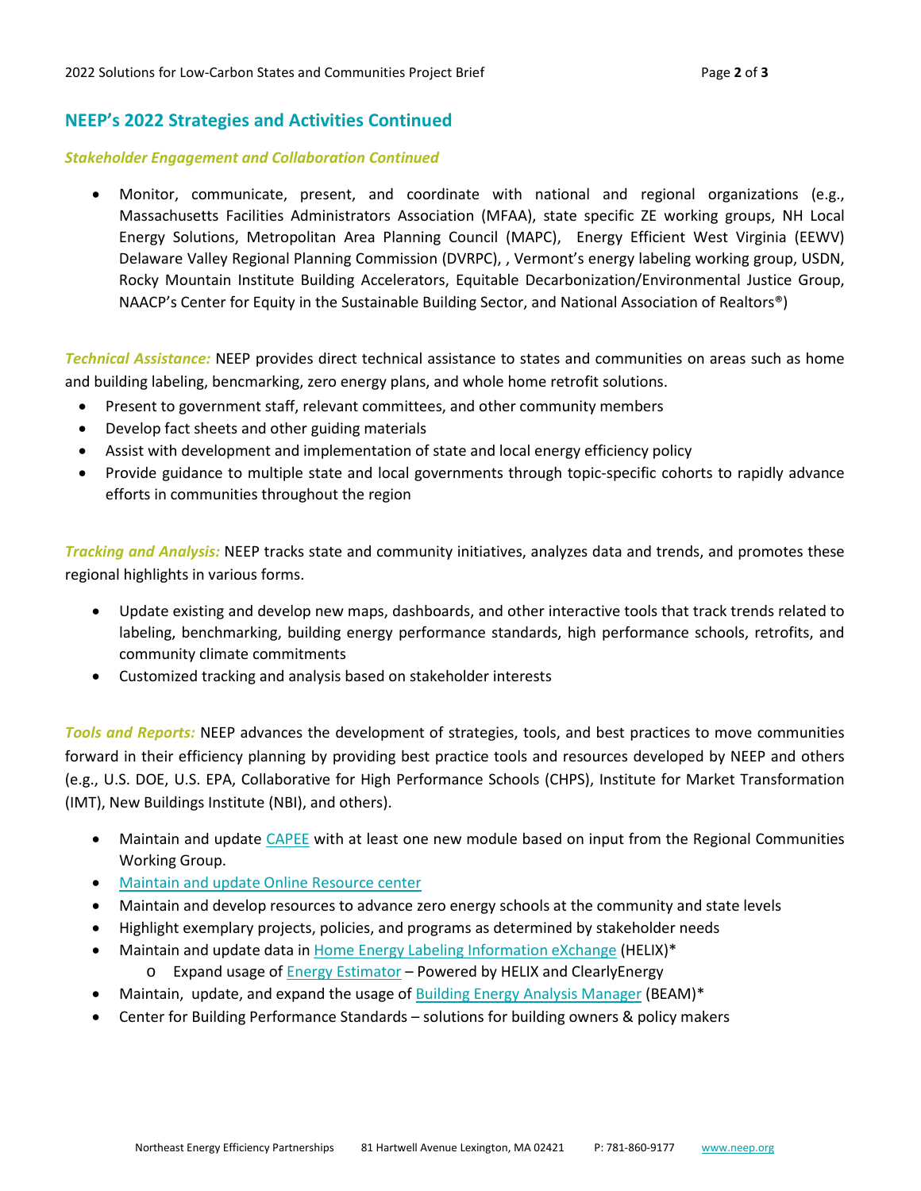## NEEP's 2022 Strategies and Activities Continued

***Stakeholder Engagement and Collaboration Continued***

- Monitor, communicate, present, and coordinate with national and regional organizations (e.g., Massachusetts Facilities Administrators Association (MFAA), state specific ZE working groups, NH Local Energy Solutions, Metropolitan Area Planning Council (MAPC), Energy Efficient West Virginia (EEWV) Delaware Valley Regional Planning Commission (DVRPC), , Vermont's energy labeling working group, USDN, Rocky Mountain Institute Building Accelerators, Equitable Decarbonization/Environmental Justice Group, NAACP's Center for Equity in the Sustainable Building Sector, and National Association of Realtors®)

***Technical Assistance:*** NEEP provides direct technical assistance to states and communities on areas such as home and building labeling, bencmarking, zero energy plans, and whole home retrofit solutions.

- Present to government staff, relevant committees, and other community members
- Develop fact sheets and other guiding materials
- Assist with development and implementation of state and local energy efficiency policy
- Provide guidance to multiple state and local governments through topic-specific cohorts to rapidly advance efforts in communities throughout the region

***Tracking and Analysis:*** NEEP tracks state and community initiatives, analyzes data and trends, and promotes these regional highlights in various forms.

- Update existing and develop new maps, dashboards, and other interactive tools that track trends related to labeling, benchmarking, building energy performance standards, high performance schools, retrofits, and community climate commitments
- Customized tracking and analysis based on stakeholder interests

***Tools and Reports:*** NEEP advances the development of strategies, tools, and best practices to move communities forward in their efficiency planning by providing best practice tools and resources developed by NEEP and others (e.g., U.S. DOE, U.S. EPA, Collaborative for High Performance Schools (CHPS), Institute for Market Transformation (IMT), New Buildings Institute (NBI), and others).

- Maintain and update CAPEE with at least one new module based on input from the Regional Communities Working Group.
- Maintain and update Online Resource center
- Maintain and develop resources to advance zero energy schools at the community and state levels
- Highlight exemplary projects, policies, and programs as determined by stakeholder needs
- Maintain and update data in Home Energy Labeling Information eXchange (HELIX)*
  - Expand usage of Energy Estimator – Powered by HELIX and ClearlyEnergy
- Maintain, update, and expand the usage of Building Energy Analysis Manager (BEAM)*
- Center for Building Performance Standards – solutions for building owners & policy makers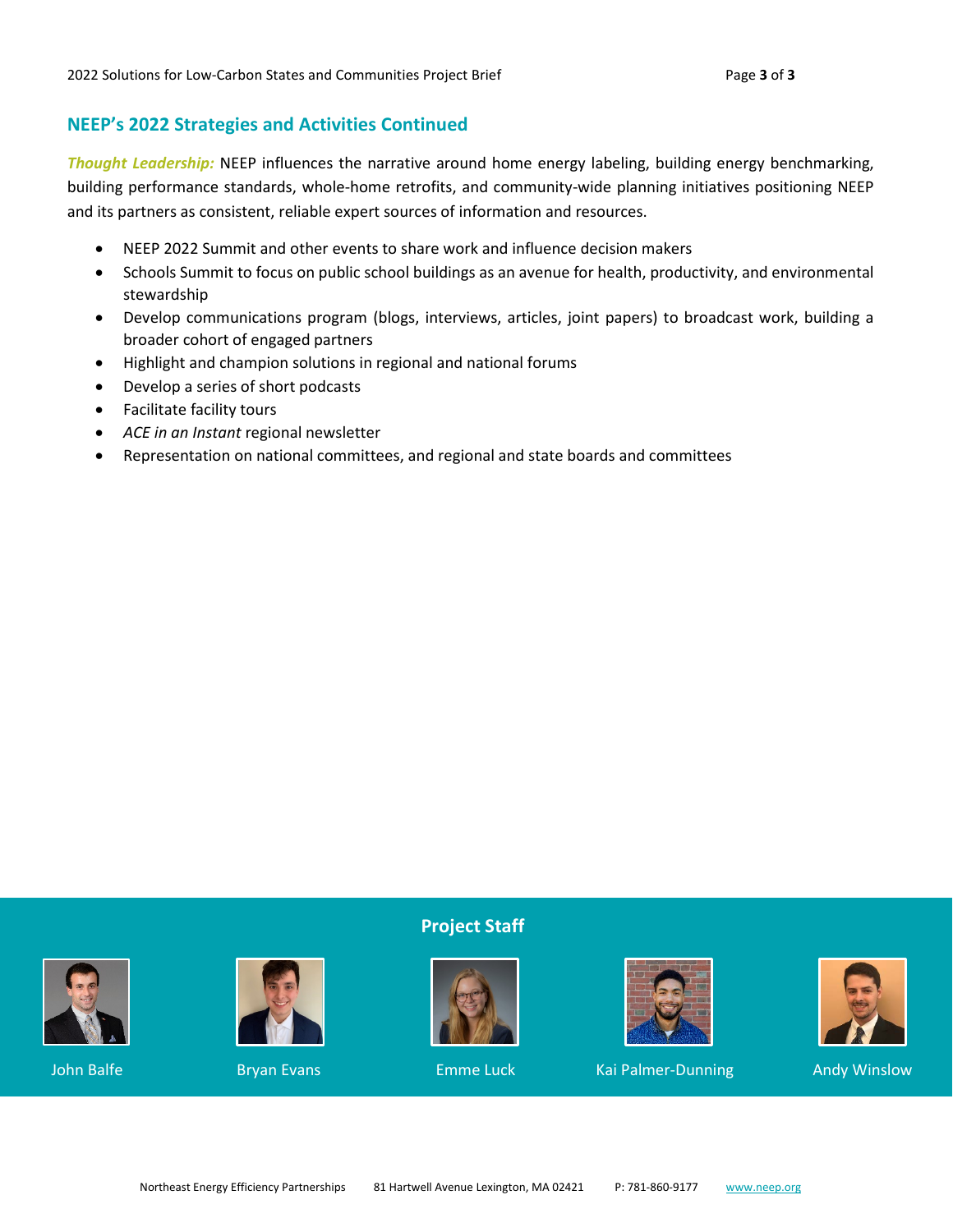## NEEP's 2022 Strategies and Activities Continued

***Thought Leadership:*** NEEP influences the narrative around home energy labeling, building energy benchmarking, building performance standards, whole-home retrofits, and community-wide planning initiatives positioning NEEP and its partners as consistent, reliable expert sources of information and resources.

- NEEP 2022 Summit and other events to share work and influence decision makers
- Schools Summit to focus on public school buildings as an avenue for health, productivity, and environmental stewardship
- Develop communications program (blogs, interviews, articles, joint papers) to broadcast work, building a broader cohort of engaged partners
- Highlight and champion solutions in regional and national forums
- Develop a series of short podcasts
- Facilitate facility tours
- *ACE in an Instant* regional newsletter
- Representation on national committees, and regional and state boards and committees

**Project Staff**

John Balfe

Bryan Evans

Emme Luck

Kai Palmer-Dunning

Andy Winslow

Northeast Energy Efficiency Partnerships 81 Hartwell Avenue Lexington, MA 02421 P: 781-860-9177 www.neep.org